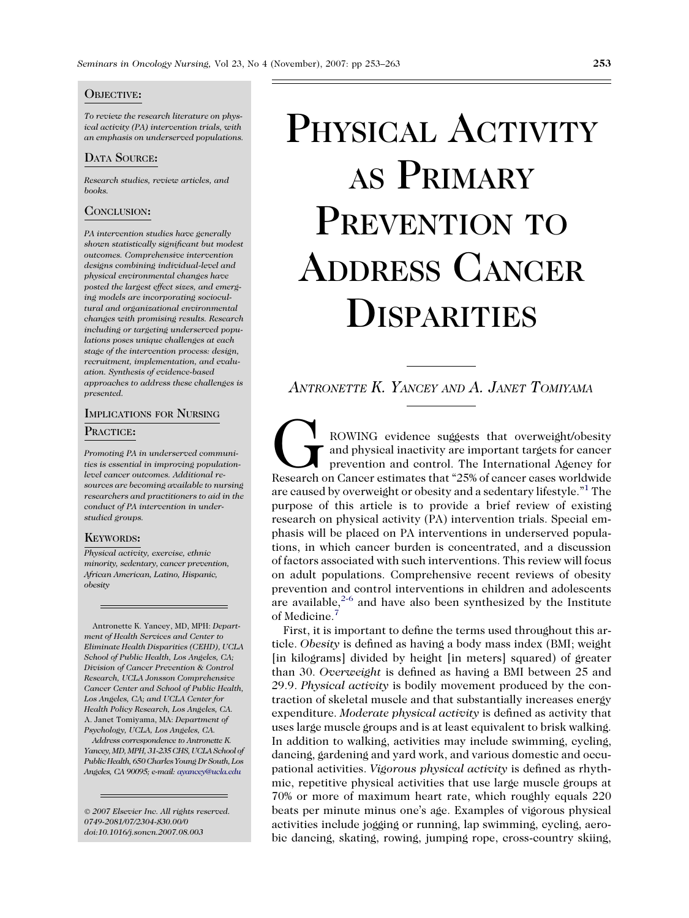# Physical Activity as Primary Prevention to Address Cancer Disparities

*Antronette K. Yancey and A. Janet Tomiyama*

## Objective:

*To review the research literature on physical activity (PA) intervention trials, with an emphasis on underserved populations.*

## Data Source:

*Research studies, review articles, and books.*

## Conclusion:

*PA intervention studies have generally shown statistically significant but modest outcomes. Comprehensive intervention designs combining individual-level and physical environmental changes have posted the largest effect sizes, and emerging models are incorporating sociocultural and organizational environmental changes with promising results. Research including or targeting underserved populations poses unique challenges at each stage of the intervention process: design, recruitment, implementation, and evaluation. Synthesis of evidence-based approaches to address these challenges is presented.*

## Implications for Nursing Practice:

*Promoting PA in underserved communities is essential in improving population-level cancer outcomes. Additional resources are becoming available to nursing researchers and practitioners to aid in the conduct of PA intervention in understudied groups.*

## Keywords:

*Physical activity, exercise, ethnic minority, sedentary, cancer prevention, African American, Latino, Hispanic, obesity*

Antronette K. Yancey, MD, MPH: *Department of Health Services and Center to Eliminate Health Disparities (CEHD), UCLA School of Public Health, Los Angeles, CA; Division of Cancer Prevention & Control Research, UCLA Jonsson Comprehensive Cancer Center and School of Public Health, Los Angeles, CA; and UCLA Center for Health Policy Research, Los Angeles, CA.* A. Janet Tomiyama, MA: *Department of Psychology, UCLA, Los Angeles, CA.*

*Address correspondence to Antronette K. Yancey, MD, MPH, 31-235 CHS, UCLA School of Public Health, 650 Charles Young Dr South, Los Angeles, CA 90095; e-mail: ayancey@ucla.edu*

*© 2007 Elsevier Inc. All rights reserved. 0749-2081/07/2304-$30.00/0 doi:10.1016/j.soncn.2007.08.003*

GROWING evidence suggests that overweight/obesity and physical inactivity are important targets for cancer prevention and control. The International Agency for Research on Cancer estimates that "25% of cancer cases worldwide are caused by overweight or obesity and a sedentary lifestyle."[1] The purpose of this article is to provide a brief review of existing research on physical activity (PA) intervention trials. Special emphasis will be placed on PA interventions in underserved populations, in which cancer burden is concentrated, and a discussion of factors associated with such interventions. This review will focus on adult populations. Comprehensive recent reviews of obesity prevention and control interventions in children and adolescents are available,[2-6] and have also been synthesized by the Institute of Medicine.[7]

First, it is important to define the terms used throughout this article. *Obesity* is defined as having a body mass index (BMI; weight [in kilograms] divided by height [in meters] squared) of greater than 30. *Overweight* is defined as having a BMI between 25 and 29.9. *Physical activity* is bodily movement produced by the contraction of skeletal muscle and that substantially increases energy expenditure. *Moderate physical activity* is defined as activity that uses large muscle groups and is at least equivalent to brisk walking. In addition to walking, activities may include swimming, cycling, dancing, gardening and yard work, and various domestic and occupational activities. *Vigorous physical activity* is defined as rhythmic, repetitive physical activities that use large muscle groups at 70% or more of maximum heart rate, which roughly equals 220 beats per minute minus one's age. Examples of vigorous physical activities include jogging or running, lap swimming, cycling, aerobic dancing, skating, rowing, jumping rope, cross-country skiing,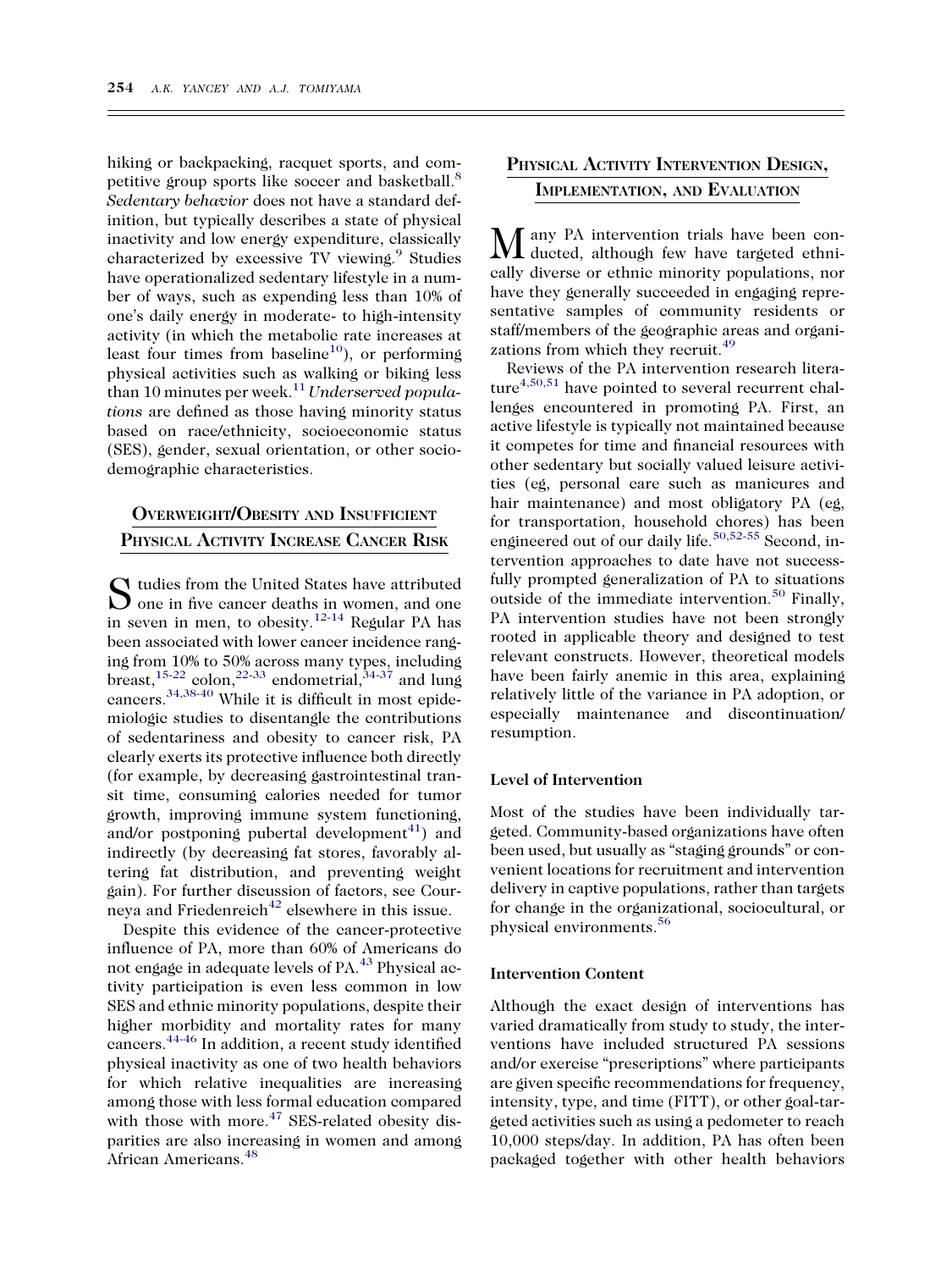hiking or backpacking, racquet sports, and competitive group sports like soccer and basketball.[8] *Sedentary behavior* does not have a standard definition, but typically describes a state of physical inactivity and low energy expenditure, classically characterized by excessive TV viewing.[9] Studies have operationalized sedentary lifestyle in a number of ways, such as expending less than 10% of one's daily energy in moderate- to high-intensity activity (in which the metabolic rate increases at least four times from baseline[10]), or performing physical activities such as walking or biking less than 10 minutes per week.[11] *Underserved populations* are defined as those having minority status based on race/ethnicity, socioeconomic status (SES), gender, sexual orientation, or other sociodemographic characteristics.

## Overweight/Obesity and Insufficient Physical Activity Increase Cancer Risk

Studies from the United States have attributed one in five cancer deaths in women, and one in seven in men, to obesity.[12-14] Regular PA has been associated with lower cancer incidence ranging from 10% to 50% across many types, including breast,[15-22] colon,[22-33] endometrial,[34-37] and lung cancers.[34,38-40] While it is difficult in most epidemiologic studies to disentangle the contributions of sedentariness and obesity to cancer risk, PA clearly exerts its protective influence both directly (for example, by decreasing gastrointestinal transit time, consuming calories needed for tumor growth, improving immune system functioning, and/or postponing pubertal development[41]) and indirectly (by decreasing fat stores, favorably altering fat distribution, and preventing weight gain). For further discussion of factors, see Courneya and Friedenreich[42] elsewhere in this issue.

Despite this evidence of the cancer-protective influence of PA, more than 60% of Americans do not engage in adequate levels of PA.[43] Physical activity participation is even less common in low SES and ethnic minority populations, despite their higher morbidity and mortality rates for many cancers.[44-46] In addition, a recent study identified physical inactivity as one of two health behaviors for which relative inequalities are increasing among those with less formal education compared with those with more.[47] SES-related obesity disparities are also increasing in women and among African Americans.[48]

## Physical Activity Intervention Design, Implementation, and Evaluation

Many PA intervention trials have been conducted, although few have targeted ethnically diverse or ethnic minority populations, nor have they generally succeeded in engaging representative samples of community residents or staff/members of the geographic areas and organizations from which they recruit.[49]

Reviews of the PA intervention research literature[4,50,51] have pointed to several recurrent challenges encountered in promoting PA. First, an active lifestyle is typically not maintained because it competes for time and financial resources with other sedentary but socially valued leisure activities (eg, personal care such as manicures and hair maintenance) and most obligatory PA (eg, for transportation, household chores) has been engineered out of our daily life.[50,52-55] Second, intervention approaches to date have not successfully prompted generalization of PA to situations outside of the immediate intervention.[50] Finally, PA intervention studies have not been strongly rooted in applicable theory and designed to test relevant constructs. However, theoretical models have been fairly anemic in this area, explaining relatively little of the variance in PA adoption, or especially maintenance and discontinuation/resumption.

### Level of Intervention

Most of the studies have been individually targeted. Community-based organizations have often been used, but usually as "staging grounds" or convenient locations for recruitment and intervention delivery in captive populations, rather than targets for change in the organizational, sociocultural, or physical environments.[56]

### Intervention Content

Although the exact design of interventions has varied dramatically from study to study, the interventions have included structured PA sessions and/or exercise "prescriptions" where participants are given specific recommendations for frequency, intensity, type, and time (FITT), or other goal-targeted activities such as using a pedometer to reach 10,000 steps/day. In addition, PA has often been packaged together with other health behaviors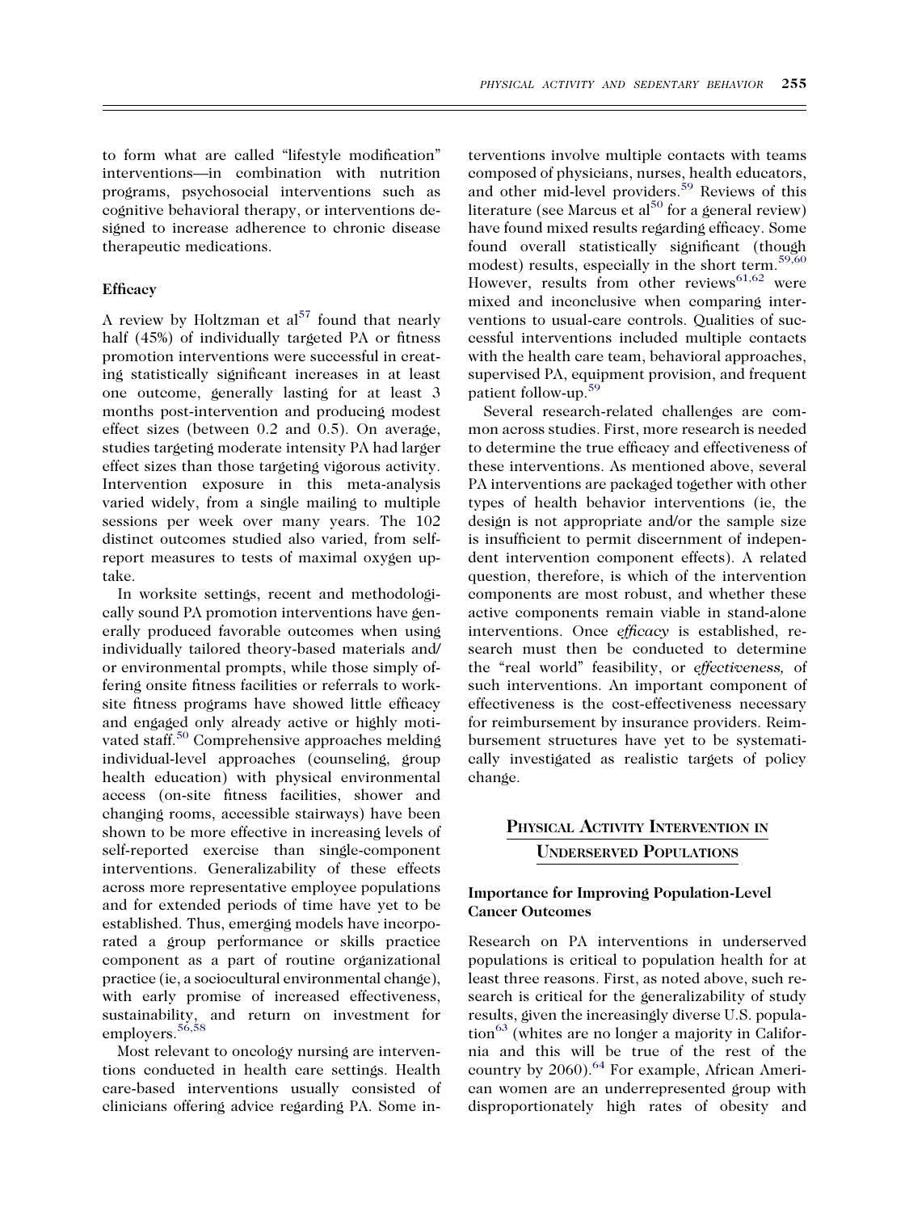to form what are called "lifestyle modification" interventions—in combination with nutrition programs, psychosocial interventions such as cognitive behavioral therapy, or interventions designed to increase adherence to chronic disease therapeutic medications.

### Efficacy

A review by Holtzman et al[57] found that nearly half (45%) of individually targeted PA or fitness promotion interventions were successful in creating statistically significant increases in at least one outcome, generally lasting for at least 3 months post-intervention and producing modest effect sizes (between 0.2 and 0.5). On average, studies targeting moderate intensity PA had larger effect sizes than those targeting vigorous activity. Intervention exposure in this meta-analysis varied widely, from a single mailing to multiple sessions per week over many years. The 102 distinct outcomes studied also varied, from self-report measures to tests of maximal oxygen uptake.

In worksite settings, recent and methodologically sound PA promotion interventions have generally produced favorable outcomes when using individually tailored theory-based materials and/or environmental prompts, while those simply offering onsite fitness facilities or referrals to worksite fitness programs have showed little efficacy and engaged only already active or highly motivated staff.[50] Comprehensive approaches melding individual-level approaches (counseling, group health education) with physical environmental access (on-site fitness facilities, shower and changing rooms, accessible stairways) have been shown to be more effective in increasing levels of self-reported exercise than single-component interventions. Generalizability of these effects across more representative employee populations and for extended periods of time have yet to be established. Thus, emerging models have incorporated a group performance or skills practice component as a part of routine organizational practice (ie, a sociocultural environmental change), with early promise of increased effectiveness, sustainability, and return on investment for employers.[56,58]

Most relevant to oncology nursing are interventions conducted in health care settings. Health care-based interventions usually consisted of clinicians offering advice regarding PA. Some interventions involve multiple contacts with teams composed of physicians, nurses, health educators, and other mid-level providers.[59] Reviews of this literature (see Marcus et al[50] for a general review) have found mixed results regarding efficacy. Some found overall statistically significant (though modest) results, especially in the short term.[59,60] However, results from other reviews[61,62] were mixed and inconclusive when comparing interventions to usual-care controls. Qualities of successful interventions included multiple contacts with the health care team, behavioral approaches, supervised PA, equipment provision, and frequent patient follow-up.[59]

Several research-related challenges are common across studies. First, more research is needed to determine the true efficacy and effectiveness of these interventions. As mentioned above, several PA interventions are packaged together with other types of health behavior interventions (ie, the design is not appropriate and/or the sample size is insufficient to permit discernment of independent intervention component effects). A related question, therefore, is which of the intervention components are most robust, and whether these active components remain viable in stand-alone interventions. Once *efficacy* is established, research must then be conducted to determine the "real world" feasibility, or *effectiveness,* of such interventions. An important component of effectiveness is the cost-effectiveness necessary for reimbursement by insurance providers. Reimbursement structures have yet to be systematically investigated as realistic targets of policy change.

## Physical Activity Intervention in Underserved Populations

### Importance for Improving Population-Level Cancer Outcomes

Research on PA interventions in underserved populations is critical to population health for at least three reasons. First, as noted above, such research is critical for the generalizability of study results, given the increasingly diverse U.S. population[63] (whites are no longer a majority in California and this will be true of the rest of the country by 2060).[64] For example, African American women are an underrepresented group with disproportionately high rates of obesity and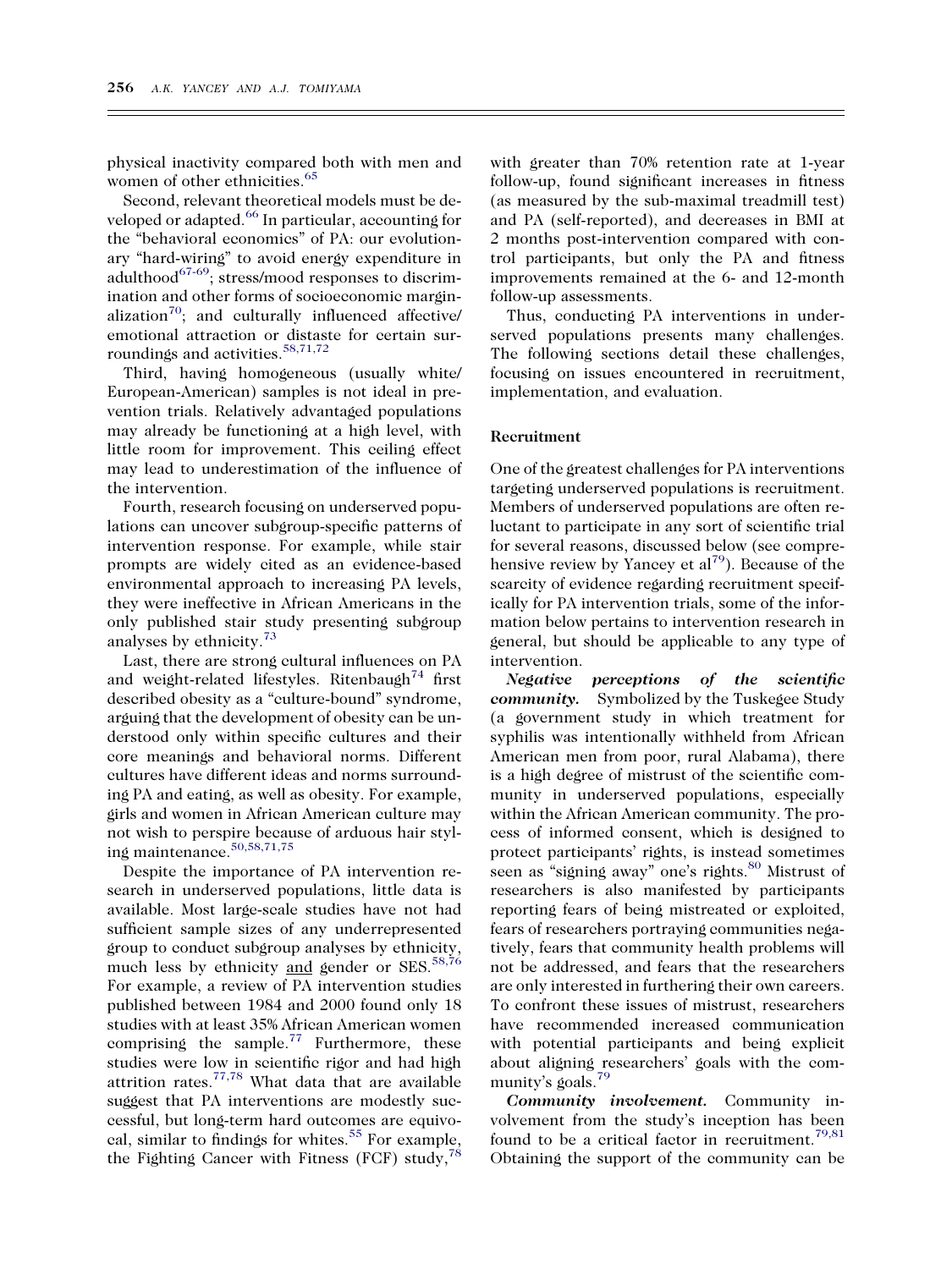physical inactivity compared both with men and women of other ethnicities.[65]

Second, relevant theoretical models must be developed or adapted.[66] In particular, accounting for the "behavioral economics" of PA: our evolutionary "hard-wiring" to avoid energy expenditure in adulthood[67-69]; stress/mood responses to discrimination and other forms of socioeconomic marginalization[70]; and culturally influenced affective/emotional attraction or distaste for certain surroundings and activities.[58,71,72]

Third, having homogeneous (usually white/European-American) samples is not ideal in prevention trials. Relatively advantaged populations may already be functioning at a high level, with little room for improvement. This ceiling effect may lead to underestimation of the influence of the intervention.

Fourth, research focusing on underserved populations can uncover subgroup-specific patterns of intervention response. For example, while stair prompts are widely cited as an evidence-based environmental approach to increasing PA levels, they were ineffective in African Americans in the only published stair study presenting subgroup analyses by ethnicity.[73]

Last, there are strong cultural influences on PA and weight-related lifestyles. Ritenbaugh[74] first described obesity as a "culture-bound" syndrome, arguing that the development of obesity can be understood only within specific cultures and their core meanings and behavioral norms. Different cultures have different ideas and norms surrounding PA and eating, as well as obesity. For example, girls and women in African American culture may not wish to perspire because of arduous hair styling maintenance.[50,58,71,75]

Despite the importance of PA intervention research in underserved populations, little data is available. Most large-scale studies have not had sufficient sample sizes of any underrepresented group to conduct subgroup analyses by ethnicity, much less by ethnicity and gender or SES.[58,76] For example, a review of PA intervention studies published between 1984 and 2000 found only 18 studies with at least 35% African American women comprising the sample.[77] Furthermore, these studies were low in scientific rigor and had high attrition rates.[77,78] What data that are available suggest that PA interventions are modestly successful, but long-term hard outcomes are equivocal, similar to findings for whites.[55] For example, the Fighting Cancer with Fitness (FCF) study,[78] with greater than 70% retention rate at 1-year follow-up, found significant increases in fitness (as measured by the sub-maximal treadmill test) and PA (self-reported), and decreases in BMI at 2 months post-intervention compared with control participants, but only the PA and fitness improvements remained at the 6- and 12-month follow-up assessments.

Thus, conducting PA interventions in underserved populations presents many challenges. The following sections detail these challenges, focusing on issues encountered in recruitment, implementation, and evaluation.

## Recruitment

One of the greatest challenges for PA interventions targeting underserved populations is recruitment. Members of underserved populations are often reluctant to participate in any sort of scientific trial for several reasons, discussed below (see comprehensive review by Yancey et al[79]). Because of the scarcity of evidence regarding recruitment specifically for PA intervention trials, some of the information below pertains to intervention research in general, but should be applicable to any type of intervention.

***Negative perceptions of the scientific community.*** Symbolized by the Tuskegee Study (a government study in which treatment for syphilis was intentionally withheld from African American men from poor, rural Alabama), there is a high degree of mistrust of the scientific community in underserved populations, especially within the African American community. The process of informed consent, which is designed to protect participants' rights, is instead sometimes seen as "signing away" one's rights.[80] Mistrust of researchers is also manifested by participants reporting fears of being mistreated or exploited, fears of researchers portraying communities negatively, fears that community health problems will not be addressed, and fears that the researchers are only interested in furthering their own careers. To confront these issues of mistrust, researchers have recommended increased communication with potential participants and being explicit about aligning researchers' goals with the community's goals.[79]

***Community involvement.*** Community involvement from the study's inception has been found to be a critical factor in recruitment.[79,81] Obtaining the support of the community can be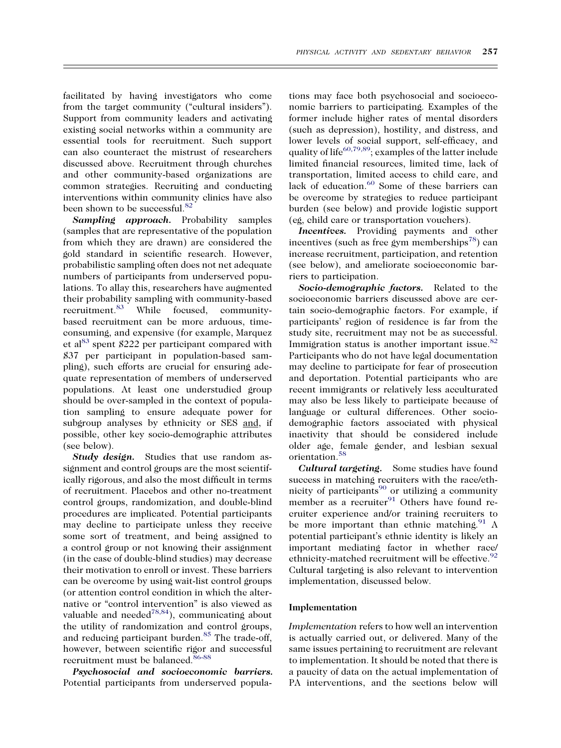facilitated by having investigators who come from the target community ("cultural insiders"). Support from community leaders and activating existing social networks within a community are essential tools for recruitment. Such support can also counteract the mistrust of researchers discussed above. Recruitment through churches and other community-based organizations are common strategies. Recruiting and conducting interventions within community clinics have also been shown to be successful.[82]

***Sampling approach.*** Probability samples (samples that are representative of the population from which they are drawn) are considered the gold standard in scientific research. However, probabilistic sampling often does not net adequate numbers of participants from underserved populations. To allay this, researchers have augmented their probability sampling with community-based recruitment.[83] While focused, community-based recruitment can be more arduous, time-consuming, and expensive (for example, Marquez et al[83] spent $222 per participant compared with $37 per participant in population-based sampling), such efforts are crucial for ensuring adequate representation of members of underserved populations. At least one understudied group should be over-sampled in the context of population sampling to ensure adequate power for subgroup analyses by ethnicity or SES <u>and</u>, if possible, other key socio-demographic attributes (see below).

***Study design.*** Studies that use random assignment and control groups are the most scientifically rigorous, and also the most difficult in terms of recruitment. Placebos and other no-treatment control groups, randomization, and double-blind procedures are implicated. Potential participants may decline to participate unless they receive some sort of treatment, and being assigned to a control group or not knowing their assignment (in the case of double-blind studies) may decrease their motivation to enroll or invest. These barriers can be overcome by using wait-list control groups (or attention control condition in which the alternative or "control intervention" is also viewed as valuable and needed[78,84]), communicating about the utility of randomization and control groups, and reducing participant burden.[85] The trade-off, however, between scientific rigor and successful recruitment must be balanced.[86-88]

***Psychosocial and socioeconomic barriers.*** Potential participants from underserved populations may face both psychosocial and socioeconomic barriers to participating. Examples of the former include higher rates of mental disorders (such as depression), hostility, and distress, and lower levels of social support, self-efficacy, and quality of life[60,79,89]; examples of the latter include limited financial resources, limited time, lack of transportation, limited access to child care, and lack of education.[60] Some of these barriers can be overcome by strategies to reduce participant burden (see below) and provide logistic support (eg, child care or transportation vouchers).

***Incentives.*** Providing payments and other incentives (such as free gym memberships[78]) can increase recruitment, participation, and retention (see below), and ameliorate socioeconomic barriers to participation.

***Socio-demographic factors.*** Related to the socioeconomic barriers discussed above are certain socio-demographic factors. For example, if participants' region of residence is far from the study site, recruitment may not be as successful. Immigration status is another important issue.[82] Participants who do not have legal documentation may decline to participate for fear of prosecution and deportation. Potential participants who are recent immigrants or relatively less acculturated may also be less likely to participate because of language or cultural differences. Other socio-demographic factors associated with physical inactivity that should be considered include older age, female gender, and lesbian sexual orientation.[58]

***Cultural targeting.*** Some studies have found success in matching recruiters with the race/ethnicity of participants[90] or utilizing a community member as a recruiter[91] Others have found recruiter experience and/or training recruiters to be more important than ethnic matching.[91] A potential participant's ethnic identity is likely an important mediating factor in whether race/ethnicity-matched recruitment will be effective.[92] Cultural targeting is also relevant to intervention implementation, discussed below.

### Implementation

*Implementation* refers to how well an intervention is actually carried out, or delivered. Many of the same issues pertaining to recruitment are relevant to implementation. It should be noted that there is a paucity of data on the actual implementation of PA interventions, and the sections below will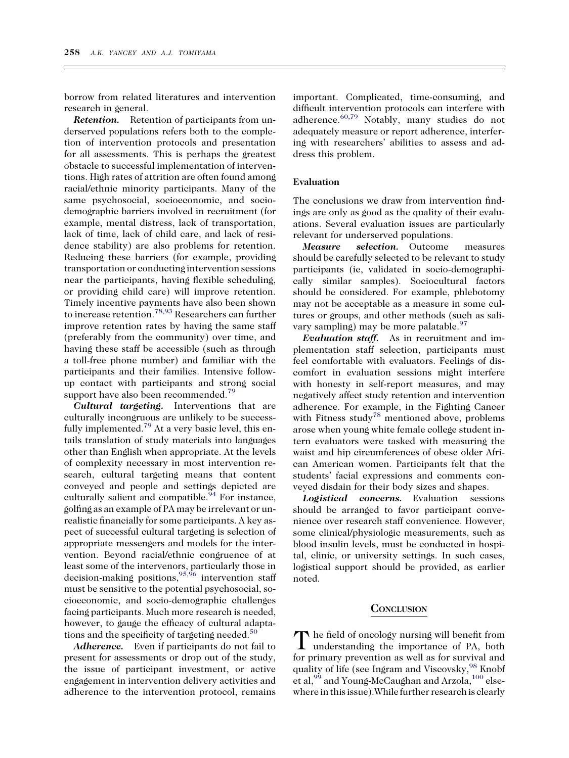borrow from related literatures and intervention research in general.

***Retention.*** Retention of participants from underserved populations refers both to the completion of intervention protocols and presentation for all assessments. This is perhaps the greatest obstacle to successful implementation of interventions. High rates of attrition are often found among racial/ethnic minority participants. Many of the same psychosocial, socioeconomic, and sociodemographic barriers involved in recruitment (for example, mental distress, lack of transportation, lack of time, lack of child care, and lack of residence stability) are also problems for retention. Reducing these barriers (for example, providing transportation or conducting intervention sessions near the participants, having flexible scheduling, or providing child care) will improve retention. Timely incentive payments have also been shown to increase retention.[78,93] Researchers can further improve retention rates by having the same staff (preferably from the community) over time, and having these staff be accessible (such as through a toll-free phone number) and familiar with the participants and their families. Intensive follow-up contact with participants and strong social support have also been recommended.[79]

***Cultural targeting.*** Interventions that are culturally incongruous are unlikely to be successfully implemented.[79] At a very basic level, this entails translation of study materials into languages other than English when appropriate. At the levels of complexity necessary in most intervention research, cultural targeting means that content conveyed and people and settings depicted are culturally salient and compatible.[94] For instance, golfing as an example of PA may be irrelevant or unrealistic financially for some participants. A key aspect of successful cultural targeting is selection of appropriate messengers and models for the intervention. Beyond racial/ethnic congruence of at least some of the intervenors, particularly those in decision-making positions,[95,96] intervention staff must be sensitive to the potential psychosocial, socioeconomic, and socio-demographic challenges facing participants. Much more research is needed, however, to gauge the efficacy of cultural adaptations and the specificity of targeting needed.[50]

***Adherence.*** Even if participants do not fail to present for assessments or drop out of the study, the issue of participant investment, or active engagement in intervention delivery activities and adherence to the intervention protocol, remains important. Complicated, time-consuming, and difficult intervention protocols can interfere with adherence.[60,79] Notably, many studies do not adequately measure or report adherence, interfering with researchers' abilities to assess and address this problem.

### Evaluation

The conclusions we draw from intervention findings are only as good as the quality of their evaluations. Several evaluation issues are particularly relevant for underserved populations.

***Measure selection.*** Outcome measures should be carefully selected to be relevant to study participants (ie, validated in socio-demographically similar samples). Sociocultural factors should be considered. For example, phlebotomy may not be acceptable as a measure in some cultures or groups, and other methods (such as salivary sampling) may be more palatable.[97]

***Evaluation staff.*** As in recruitment and implementation staff selection, participants must feel comfortable with evaluators. Feelings of discomfort in evaluation sessions might interfere with honesty in self-report measures, and may negatively affect study retention and intervention adherence. For example, in the Fighting Cancer with Fitness study[78] mentioned above, problems arose when young white female college student intern evaluators were tasked with measuring the waist and hip circumferences of obese older African American women. Participants felt that the students' facial expressions and comments conveyed disdain for their body sizes and shapes.

***Logistical concerns.*** Evaluation sessions should be arranged to favor participant convenience over research staff convenience. However, some clinical/physiologic measurements, such as blood insulin levels, must be conducted in hospital, clinic, or university settings. In such cases, logistical support should be provided, as earlier noted.

## Conclusion

The field of oncology nursing will benefit from understanding the importance of PA, both for primary prevention as well as for survival and quality of life (see Ingram and Viscovsky,[98] Knobf et al,[99] and Young-McCaughan and Arzola,[100] elsewhere in this issue).While further research is clearly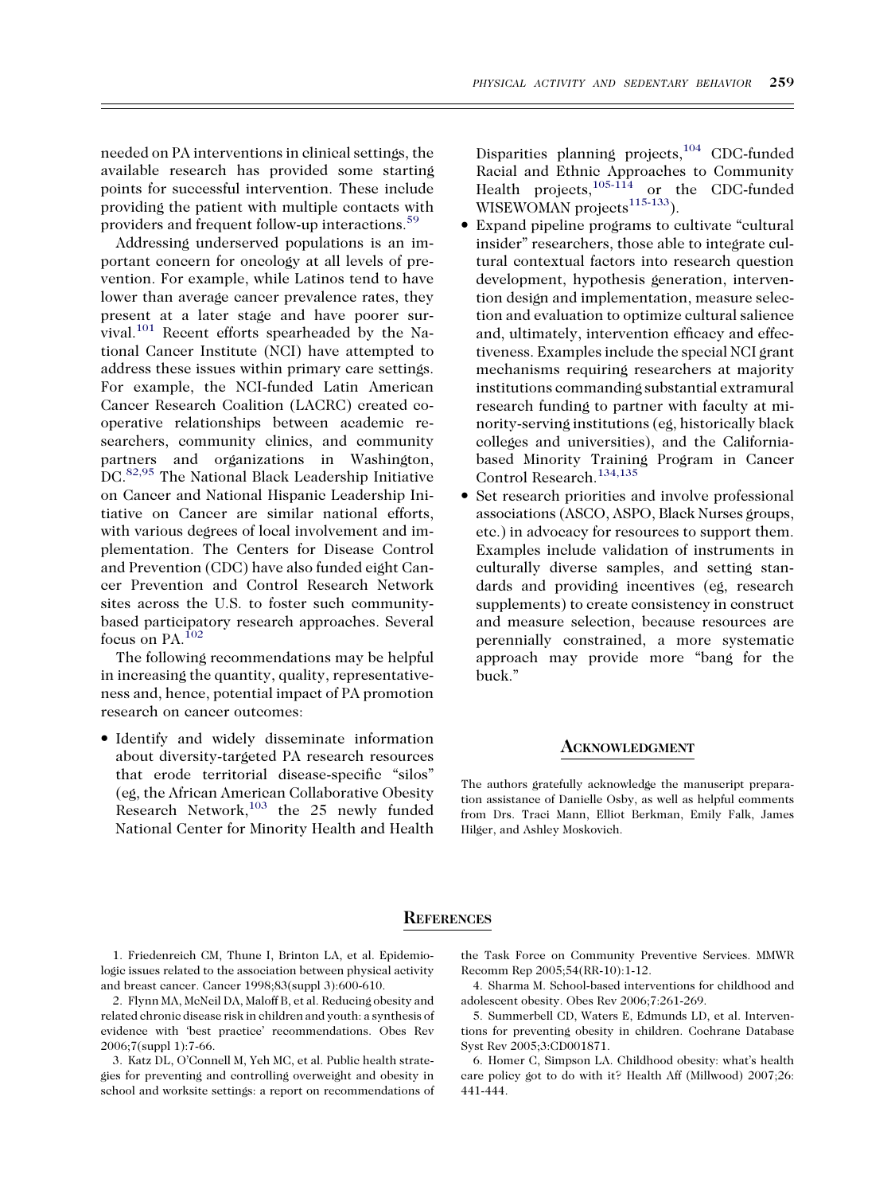needed on PA interventions in clinical settings, the available research has provided some starting points for successful intervention. These include providing the patient with multiple contacts with providers and frequent follow-up interactions.[59]

Addressing underserved populations is an important concern for oncology at all levels of prevention. For example, while Latinos tend to have lower than average cancer prevalence rates, they present at a later stage and have poorer survival.[101] Recent efforts spearheaded by the National Cancer Institute (NCI) have attempted to address these issues within primary care settings. For example, the NCI-funded Latin American Cancer Research Coalition (LACRC) created cooperative relationships between academic researchers, community clinics, and community partners and organizations in Washington, DC.[82,95] The National Black Leadership Initiative on Cancer and National Hispanic Leadership Initiative on Cancer are similar national efforts, with various degrees of local involvement and implementation. The Centers for Disease Control and Prevention (CDC) have also funded eight Cancer Prevention and Control Research Network sites across the U.S. to foster such community-based participatory research approaches. Several focus on PA.[102]

The following recommendations may be helpful in increasing the quantity, quality, representativeness and, hence, potential impact of PA promotion research on cancer outcomes:

- Identify and widely disseminate information about diversity-targeted PA research resources that erode territorial disease-specific "silos" (eg, the African American Collaborative Obesity Research Network,[103] the 25 newly funded National Center for Minority Health and Health Disparities planning projects,[104] CDC-funded Racial and Ethnic Approaches to Community Health projects,[105-114] or the CDC-funded WISEWOMAN projects[115-133]).
- Expand pipeline programs to cultivate "cultural insider" researchers, those able to integrate cultural contextual factors into research question development, hypothesis generation, intervention design and implementation, measure selection and evaluation to optimize cultural salience and, ultimately, intervention efficacy and effectiveness. Examples include the special NCI grant mechanisms requiring researchers at majority institutions commanding substantial extramural research funding to partner with faculty at minority-serving institutions (eg, historically black colleges and universities), and the California-based Minority Training Program in Cancer Control Research.[134,135]
- Set research priorities and involve professional associations (ASCO, ASPO, Black Nurses groups, etc.) in advocacy for resources to support them. Examples include validation of instruments in culturally diverse samples, and setting standards and providing incentives (eg, research supplements) to create consistency in construct and measure selection, because resources are perennially constrained, a more systematic approach may provide more "bang for the buck."

## Acknowledgment

The authors gratefully acknowledge the manuscript preparation assistance of Danielle Osby, as well as helpful comments from Drs. Traci Mann, Elliot Berkman, Emily Falk, James Hilger, and Ashley Moskovich.

## References

1. Friedenreich CM, Thune I, Brinton LA, et al. Epidemiologic issues related to the association between physical activity and breast cancer. Cancer 1998;83(suppl 3):600-610.
2. Flynn MA, McNeil DA, Maloff B, et al. Reducing obesity and related chronic disease risk in children and youth: a synthesis of evidence with 'best practice' recommendations. Obes Rev 2006;7(suppl 1):7-66.
3. Katz DL, O'Connell M, Yeh MC, et al. Public health strategies for preventing and controlling overweight and obesity in school and worksite settings: a report on recommendations of the Task Force on Community Preventive Services. MMWR Recomm Rep 2005;54(RR-10):1-12.
4. Sharma M. School-based interventions for childhood and adolescent obesity. Obes Rev 2006;7:261-269.
5. Summerbell CD, Waters E, Edmunds LD, et al. Interventions for preventing obesity in children. Cochrane Database Syst Rev 2005;3:CD001871.
6. Homer C, Simpson LA. Childhood obesity: what's health care policy got to do with it? Health Aff (Millwood) 2007;26: 441-444.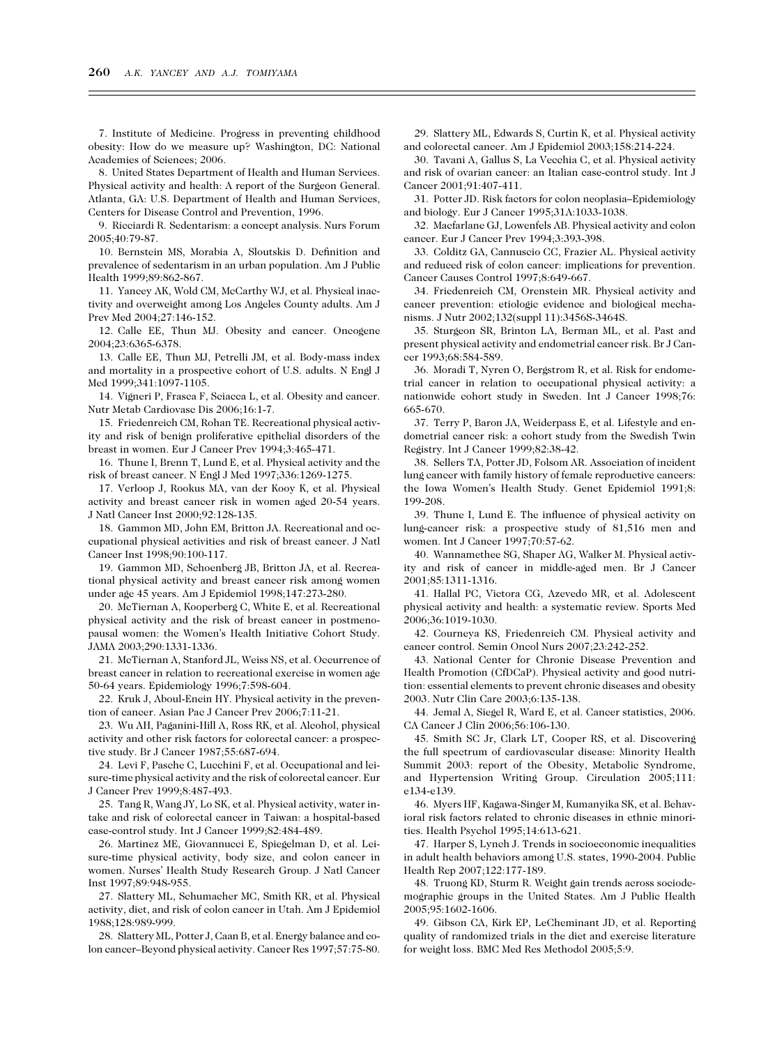7. Institute of Medicine. Progress in preventing childhood obesity: How do we measure up? Washington, DC: National Academies of Sciences; 2006.

8. United States Department of Health and Human Services. Physical activity and health: A report of the Surgeon General. Atlanta, GA: U.S. Department of Health and Human Services, Centers for Disease Control and Prevention, 1996.

9. Ricciardi R. Sedentarism: a concept analysis. Nurs Forum 2005;40:79-87.

10. Bernstein MS, Morabia A, Sloutskis D. Definition and prevalence of sedentarism in an urban population. Am J Public Health 1999;89:862-867.

11. Yancey AK, Wold CM, McCarthy WJ, et al. Physical inactivity and overweight among Los Angeles County adults. Am J Prev Med 2004;27:146-152.

12. Calle EE, Thun MJ. Obesity and cancer. Oncogene 2004;23:6365-6378.

13. Calle EE, Thun MJ, Petrelli JM, et al. Body-mass index and mortality in a prospective cohort of U.S. adults. N Engl J Med 1999;341:1097-1105.

14. Vigneri P, Frasca F, Sciacca L, et al. Obesity and cancer. Nutr Metab Cardiovasc Dis 2006;16:1-7.

15. Friedenreich CM, Rohan TE. Recreational physical activity and risk of benign proliferative epithelial disorders of the breast in women. Eur J Cancer Prev 1994;3:465-471.

16. Thune I, Brenn T, Lund E, et al. Physical activity and the risk of breast cancer. N Engl J Med 1997;336:1269-1275.

17. Verloop J, Rookus MA, van der Kooy K, et al. Physical activity and breast cancer risk in women aged 20-54 years. J Natl Cancer Inst 2000;92:128-135.

18. Gammon MD, John EM, Britton JA. Recreational and occupational physical activities and risk of breast cancer. J Natl Cancer Inst 1998;90:100-117.

19. Gammon MD, Schoenberg JB, Britton JA, et al. Recreational physical activity and breast cancer risk among women under age 45 years. Am J Epidemiol 1998;147:273-280.

20. McTiernan A, Kooperberg C, White E, et al. Recreational physical activity and the risk of breast cancer in postmenopausal women: the Women's Health Initiative Cohort Study. JAMA 2003;290:1331-1336.

21. McTiernan A, Stanford JL, Weiss NS, et al. Occurrence of breast cancer in relation to recreational exercise in women age 50-64 years. Epidemiology 1996;7:598-604.

22. Kruk J, Aboul-Enein HY. Physical activity in the prevention of cancer. Asian Pac J Cancer Prev 2006;7:11-21.

23. Wu AH, Paganini-Hill A, Ross RK, et al. Alcohol, physical activity and other risk factors for colorectal cancer: a prospective study. Br J Cancer 1987;55:687-694.

24. Levi F, Pasche C, Lucchini F, et al. Occupational and leisure-time physical activity and the risk of colorectal cancer. Eur J Cancer Prev 1999;8:487-493.

25. Tang R, Wang JY, Lo SK, et al. Physical activity, water intake and risk of colorectal cancer in Taiwan: a hospital-based case-control study. Int J Cancer 1999;82:484-489.

26. Martinez ME, Giovannucci E, Spiegelman D, et al. Leisure-time physical activity, body size, and colon cancer in women. Nurses' Health Study Research Group. J Natl Cancer Inst 1997;89:948-955.

27. Slattery ML, Schumacher MC, Smith KR, et al. Physical activity, diet, and risk of colon cancer in Utah. Am J Epidemiol 1988;128:989-999.

28. Slattery ML, Potter J, Caan B, et al. Energy balance and colon cancer–Beyond physical activity. Cancer Res 1997;57:75-80.

29. Slattery ML, Edwards S, Curtin K, et al. Physical activity and colorectal cancer. Am J Epidemiol 2003;158:214-224.

30. Tavani A, Gallus S, La Vecchia C, et al. Physical activity and risk of ovarian cancer: an Italian case-control study. Int J Cancer 2001;91:407-411.

31. Potter JD. Risk factors for colon neoplasia–Epidemiology and biology. Eur J Cancer 1995;31A:1033-1038.

32. Macfarlane GJ, Lowenfels AB. Physical activity and colon cancer. Eur J Cancer Prev 1994;3:393-398.

33. Colditz GA, Cannuscio CC, Frazier AL. Physical activity and reduced risk of colon cancer: implications for prevention. Cancer Causes Control 1997;8:649-667.

34. Friedenreich CM, Orenstein MR. Physical activity and cancer prevention: etiologic evidence and biological mechanisms. J Nutr 2002;132(suppl 11):3456S-3464S.

35. Sturgeon SR, Brinton LA, Berman ML, et al. Past and present physical activity and endometrial cancer risk. Br J Cancer 1993;68:584-589.

36. Moradi T, Nyren O, Bergstrom R, et al. Risk for endometrial cancer in relation to occupational physical activity: a nationwide cohort study in Sweden. Int J Cancer 1998;76: 665-670.

37. Terry P, Baron JA, Weiderpass E, et al. Lifestyle and endometrial cancer risk: a cohort study from the Swedish Twin Registry. Int J Cancer 1999;82:38-42.

38. Sellers TA, Potter JD, Folsom AR. Association of incident lung cancer with family history of female reproductive cancers: the Iowa Women's Health Study. Genet Epidemiol 1991;8: 199-208.

39. Thune I, Lund E. The influence of physical activity on lung-cancer risk: a prospective study of 81,516 men and women. Int J Cancer 1997;70:57-62.

40. Wannamethee SG, Shaper AG, Walker M. Physical activity and risk of cancer in middle-aged men. Br J Cancer 2001;85:1311-1316.

41. Hallal PC, Victora CG, Azevedo MR, et al. Adolescent physical activity and health: a systematic review. Sports Med 2006;36:1019-1030.

42. Courneya KS, Friedenreich CM. Physical activity and cancer control. Semin Oncol Nurs 2007;23:242-252.

43. National Center for Chronic Disease Prevention and Health Promotion (CfDCaP). Physical activity and good nutrition: essential elements to prevent chronic diseases and obesity 2003. Nutr Clin Care 2003;6:135-138.

44. Jemal A, Siegel R, Ward E, et al. Cancer statistics, 2006. CA Cancer J Clin 2006;56:106-130.

45. Smith SC Jr, Clark LT, Cooper RS, et al. Discovering the full spectrum of cardiovascular disease: Minority Health Summit 2003: report of the Obesity, Metabolic Syndrome, and Hypertension Writing Group. Circulation 2005;111: e134-e139.

46. Myers HF, Kagawa-Singer M, Kumanyika SK, et al. Behavioral risk factors related to chronic diseases in ethnic minorities. Health Psychol 1995;14:613-621.

47. Harper S, Lynch J. Trends in socioeconomic inequalities in adult health behaviors among U.S. states, 1990-2004. Public Health Rep 2007;122:177-189.

48. Truong KD, Sturm R. Weight gain trends across sociodemographic groups in the United States. Am J Public Health 2005;95:1602-1606.

49. Gibson CA, Kirk EP, LeCheminant JD, et al. Reporting quality of randomized trials in the diet and exercise literature for weight loss. BMC Med Res Methodol 2005;5:9.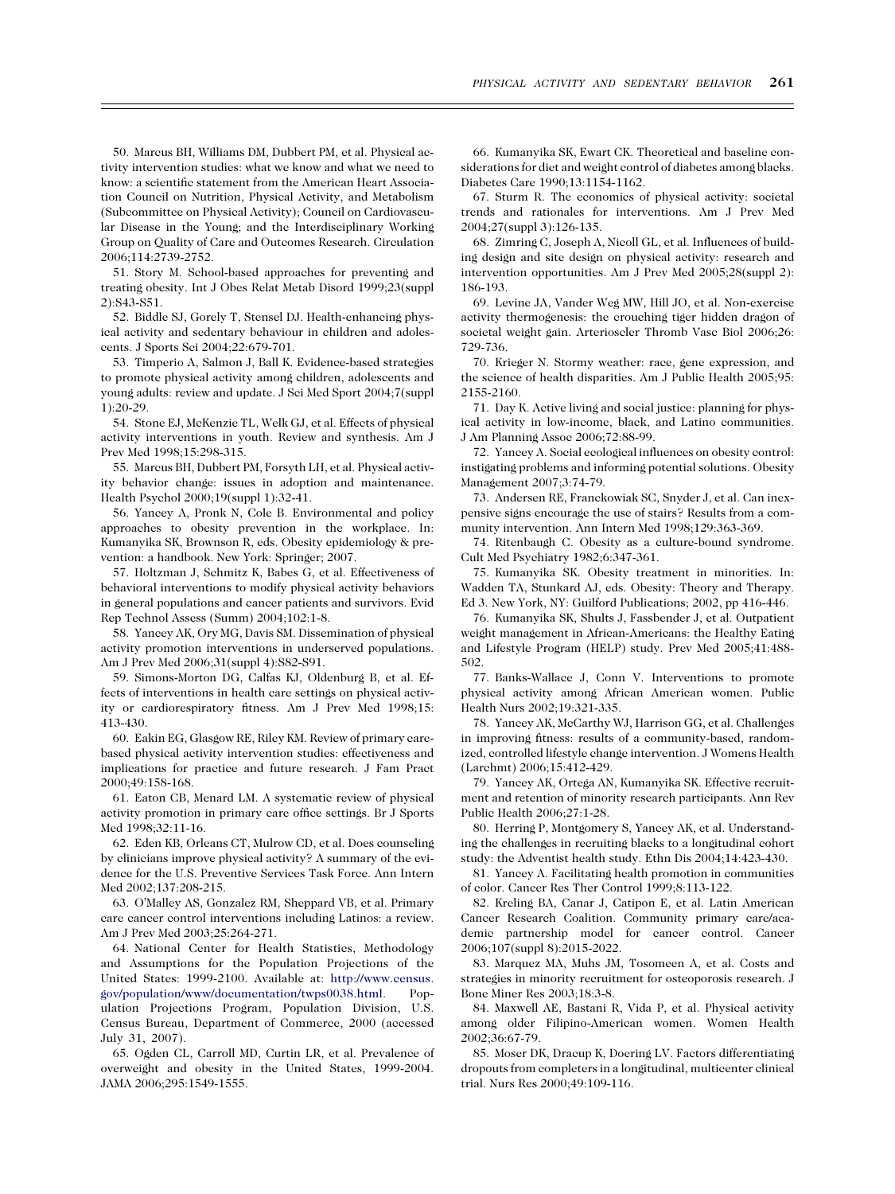50. Marcus BH, Williams DM, Dubbert PM, et al. Physical activity intervention studies: what we know and what we need to know: a scientific statement from the American Heart Association Council on Nutrition, Physical Activity, and Metabolism (Subcommittee on Physical Activity); Council on Cardiovascular Disease in the Young; and the Interdisciplinary Working Group on Quality of Care and Outcomes Research. Circulation 2006;114:2739-2752.

51. Story M. School-based approaches for preventing and treating obesity. Int J Obes Relat Metab Disord 1999;23(suppl 2):S43-S51.

52. Biddle SJ, Gorely T, Stensel DJ. Health-enhancing physical activity and sedentary behaviour in children and adolescents. J Sports Sci 2004;22:679-701.

53. Timperio A, Salmon J, Ball K. Evidence-based strategies to promote physical activity among children, adolescents and young adults: review and update. J Sci Med Sport 2004;7(suppl 1):20-29.

54. Stone EJ, McKenzie TL, Welk GJ, et al. Effects of physical activity interventions in youth. Review and synthesis. Am J Prev Med 1998;15:298-315.

55. Marcus BH, Dubbert PM, Forsyth LH, et al. Physical activity behavior change: issues in adoption and maintenance. Health Psychol 2000;19(suppl 1):32-41.

56. Yancey A, Pronk N, Cole B. Environmental and policy approaches to obesity prevention in the workplace. In: Kumanyika SK, Brownson R, eds. Obesity epidemiology & prevention: a handbook. New York: Springer; 2007.

57. Holtzman J, Schmitz K, Babes G, et al. Effectiveness of behavioral interventions to modify physical activity behaviors in general populations and cancer patients and survivors. Evid Rep Technol Assess (Summ) 2004;102:1-8.

58. Yancey AK, Ory MG, Davis SM. Dissemination of physical activity promotion interventions in underserved populations. Am J Prev Med 2006;31(suppl 4):S82-S91.

59. Simons-Morton DG, Calfas KJ, Oldenburg B, et al. Effects of interventions in health care settings on physical activity or cardiorespiratory fitness. Am J Prev Med 1998;15: 413-430.

60. Eakin EG, Glasgow RE, Riley KM. Review of primary care-based physical activity intervention studies: effectiveness and implications for practice and future research. J Fam Pract 2000;49:158-168.

61. Eaton CB, Menard LM. A systematic review of physical activity promotion in primary care office settings. Br J Sports Med 1998;32:11-16.

62. Eden KB, Orleans CT, Mulrow CD, et al. Does counseling by clinicians improve physical activity? A summary of the evidence for the U.S. Preventive Services Task Force. Ann Intern Med 2002;137:208-215.

63. O'Malley AS, Gonzalez RM, Sheppard VB, et al. Primary care cancer control interventions including Latinos: a review. Am J Prev Med 2003;25:264-271.

64. National Center for Health Statistics, Methodology and Assumptions for the Population Projections of the United States: 1999-2100. Available at: http://www.census.gov/population/www/documentation/twps0038.html. Population Projections Program, Population Division, U.S. Census Bureau, Department of Commerce, 2000 (accessed July 31, 2007).

65. Ogden CL, Carroll MD, Curtin LR, et al. Prevalence of overweight and obesity in the United States, 1999-2004. JAMA 2006;295:1549-1555.

66. Kumanyika SK, Ewart CK. Theoretical and baseline considerations for diet and weight control of diabetes among blacks. Diabetes Care 1990;13:1154-1162.

67. Sturm R. The economics of physical activity: societal trends and rationales for interventions. Am J Prev Med 2004;27(suppl 3):126-135.

68. Zimring C, Joseph A, Nicoll GL, et al. Influences of building design and site design on physical activity: research and intervention opportunities. Am J Prev Med 2005;28(suppl 2): 186-193.

69. Levine JA, Vander Weg MW, Hill JO, et al. Non-exercise activity thermogenesis: the crouching tiger hidden dragon of societal weight gain. Arterioscler Thromb Vasc Biol 2006;26: 729-736.

70. Krieger N. Stormy weather: race, gene expression, and the science of health disparities. Am J Public Health 2005;95: 2155-2160.

71. Day K. Active living and social justice: planning for physical activity in low-income, black, and Latino communities. J Am Planning Assoc 2006;72:88-99.

72. Yancey A. Social ecological influences on obesity control: instigating problems and informing potential solutions. Obesity Management 2007;3:74-79.

73. Andersen RE, Franckowiak SC, Snyder J, et al. Can inexpensive signs encourage the use of stairs? Results from a community intervention. Ann Intern Med 1998;129:363-369.

74. Ritenbaugh C. Obesity as a culture-bound syndrome. Cult Med Psychiatry 1982;6:347-361.

75. Kumanyika SK. Obesity treatment in minorities. In: Wadden TA, Stunkard AJ, eds. Obesity: Theory and Therapy. Ed 3. New York, NY: Guilford Publications; 2002, pp 416-446.

76. Kumanyika SK, Shults J, Fassbender J, et al. Outpatient weight management in African-Americans: the Healthy Eating and Lifestyle Program (HELP) study. Prev Med 2005;41:488-502.

77. Banks-Wallace J, Conn V. Interventions to promote physical activity among African American women. Public Health Nurs 2002;19:321-335.

78. Yancey AK, McCarthy WJ, Harrison GG, et al. Challenges in improving fitness: results of a community-based, randomized, controlled lifestyle change intervention. J Womens Health (Larchmt) 2006;15:412-429.

79. Yancey AK, Ortega AN, Kumanyika SK. Effective recruitment and retention of minority research participants. Ann Rev Public Health 2006;27:1-28.

80. Herring P, Montgomery S, Yancey AK, et al. Understanding the challenges in recruiting blacks to a longitudinal cohort study: the Adventist health study. Ethn Dis 2004;14:423-430.

81. Yancey A. Facilitating health promotion in communities of color. Cancer Res Ther Control 1999;8:113-122.

82. Kreling BA, Canar J, Catipon E, et al. Latin American Cancer Research Coalition. Community primary care/academic partnership model for cancer control. Cancer 2006;107(suppl 8):2015-2022.

83. Marquez MA, Muhs JM, Tosomeen A, et al. Costs and strategies in minority recruitment for osteoporosis research. J Bone Miner Res 2003;18:3-8.

84. Maxwell AE, Bastani R, Vida P, et al. Physical activity among older Filipino-American women. Women Health 2002;36:67-79.

85. Moser DK, Dracup K, Doering LV. Factors differentiating dropouts from completers in a longitudinal, multicenter clinical trial. Nurs Res 2000;49:109-116.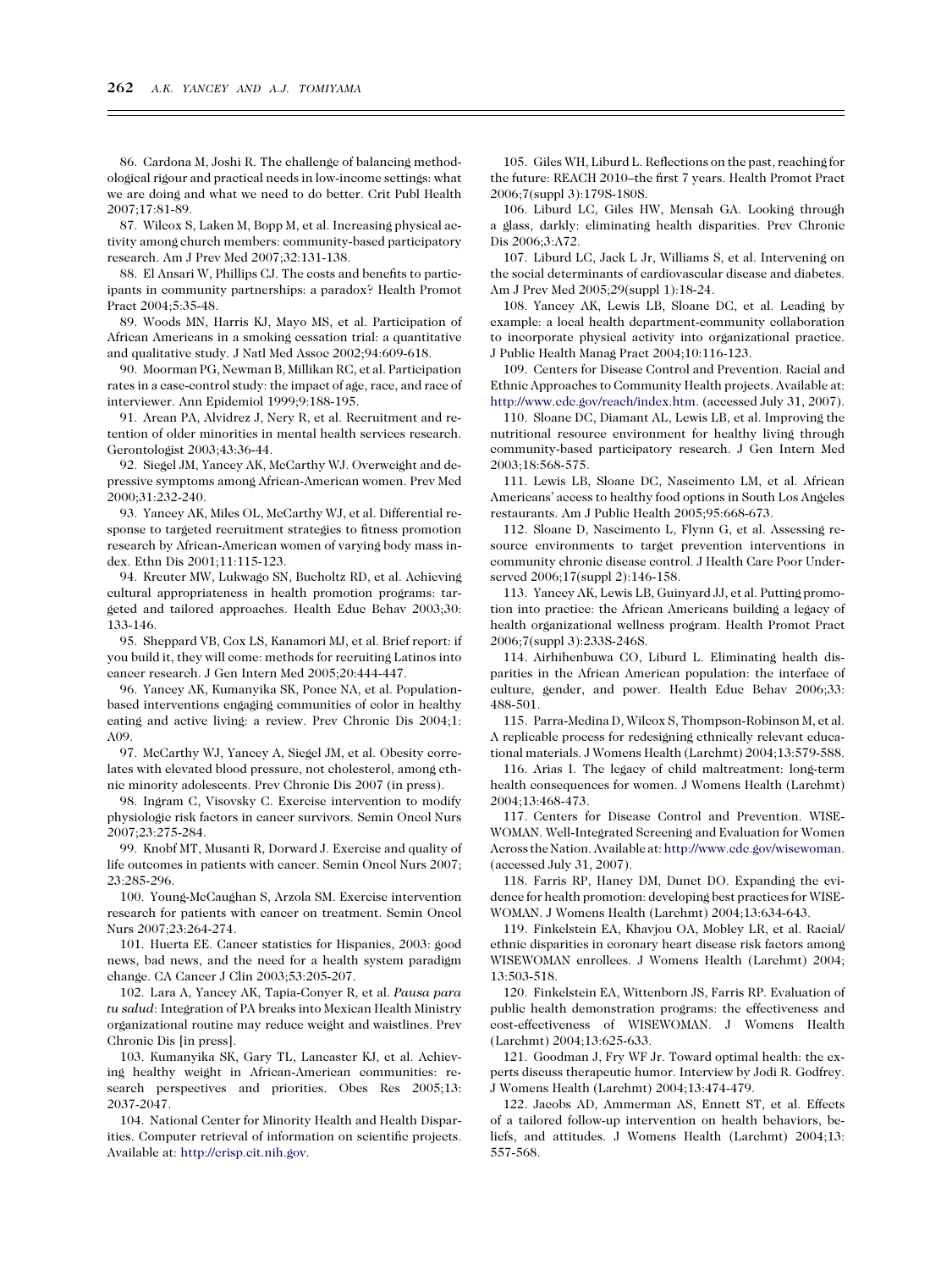86. Cardona M, Joshi R. The challenge of balancing methodological rigour and practical needs in low-income settings: what we are doing and what we need to do better. Crit Publ Health 2007;17:81-89.

87. Wilcox S, Laken M, Bopp M, et al. Increasing physical activity among church members: community-based participatory research. Am J Prev Med 2007;32:131-138.

88. El Ansari W, Phillips CJ. The costs and benefits to participants in community partnerships: a paradox? Health Promot Pract 2004;5:35-48.

89. Woods MN, Harris KJ, Mayo MS, et al. Participation of African Americans in a smoking cessation trial: a quantitative and qualitative study. J Natl Med Assoc 2002;94:609-618.

90. Moorman PG, Newman B, Millikan RC, et al. Participation rates in a case-control study: the impact of age, race, and race of interviewer. Ann Epidemiol 1999;9:188-195.

91. Arean PA, Alvidrez J, Nery R, et al. Recruitment and retention of older minorities in mental health services research. Gerontologist 2003;43:36-44.

92. Siegel JM, Yancey AK, McCarthy WJ. Overweight and depressive symptoms among African-American women. Prev Med 2000;31:232-240.

93. Yancey AK, Miles OL, McCarthy WJ, et al. Differential response to targeted recruitment strategies to fitness promotion research by African-American women of varying body mass index. Ethn Dis 2001;11:115-123.

94. Kreuter MW, Lukwago SN, Bucholtz RD, et al. Achieving cultural appropriateness in health promotion programs: targeted and tailored approaches. Health Educ Behav 2003;30: 133-146.

95. Sheppard VB, Cox LS, Kanamori MJ, et al. Brief report: if you build it, they will come: methods for recruiting Latinos into cancer research. J Gen Intern Med 2005;20:444-447.

96. Yancey AK, Kumanyika SK, Ponce NA, et al. Population-based interventions engaging communities of color in healthy eating and active living: a review. Prev Chronic Dis 2004;1: A09.

97. McCarthy WJ, Yancey A, Siegel JM, et al. Obesity correlates with elevated blood pressure, not cholesterol, among ethnic minority adolescents. Prev Chronic Dis 2007 (in press).

98. Ingram C, Visovsky C. Exercise intervention to modify physiologic risk factors in cancer survivors. Semin Oncol Nurs 2007;23:275-284.

99. Knobf MT, Musanti R, Dorward J. Exercise and quality of life outcomes in patients with cancer. Semin Oncol Nurs 2007; 23:285-296.

100. Young-McCaughan S, Arzola SM. Exercise intervention research for patients with cancer on treatment. Semin Oncol Nurs 2007;23:264-274.

101. Huerta EE. Cancer statistics for Hispanics, 2003: good news, bad news, and the need for a health system paradigm change. CA Cancer J Clin 2003;53:205-207.

102. Lara A, Yancey AK, Tapia-Conyer R, et al. *Pausa para tu salud*: Integration of PA breaks into Mexican Health Ministry organizational routine may reduce weight and waistlines. Prev Chronic Dis [in press].

103. Kumanyika SK, Gary TL, Lancaster KJ, et al. Achieving healthy weight in African-American communities: research perspectives and priorities. Obes Res 2005;13: 2037-2047.

104. National Center for Minority Health and Health Disparities. Computer retrieval of information on scientific projects. Available at: http://crisp.cit.nih.gov.

105. Giles WH, Liburd L. Reflections on the past, reaching for the future: REACH 2010–the first 7 years. Health Promot Pract 2006;7(suppl 3):179S-180S.

106. Liburd LC, Giles HW, Mensah GA. Looking through a glass, darkly: eliminating health disparities. Prev Chronic Dis 2006;3:A72.

107. Liburd LC, Jack L Jr, Williams S, et al. Intervening on the social determinants of cardiovascular disease and diabetes. Am J Prev Med 2005;29(suppl 1):18-24.

108. Yancey AK, Lewis LB, Sloane DC, et al. Leading by example: a local health department-community collaboration to incorporate physical activity into organizational practice. J Public Health Manag Pract 2004;10:116-123.

109. Centers for Disease Control and Prevention. Racial and Ethnic Approaches to Community Health projects. Available at: http://www.cdc.gov/reach/index.htm. (accessed July 31, 2007).

110. Sloane DC, Diamant AL, Lewis LB, et al. Improving the nutritional resource environment for healthy living through community-based participatory research. J Gen Intern Med 2003;18:568-575.

111. Lewis LB, Sloane DC, Nascimento LM, et al. African Americans' access to healthy food options in South Los Angeles restaurants. Am J Public Health 2005;95:668-673.

112. Sloane D, Nascimento L, Flynn G, et al. Assessing resource environments to target prevention interventions in community chronic disease control. J Health Care Poor Underserved 2006;17(suppl 2):146-158.

113. Yancey AK, Lewis LB, Guinyard JJ, et al. Putting promotion into practice: the African Americans building a legacy of health organizational wellness program. Health Promot Pract 2006;7(suppl 3):233S-246S.

114. Airhihenbuwa CO, Liburd L. Eliminating health disparities in the African American population: the interface of culture, gender, and power. Health Educ Behav 2006;33: 488-501.

115. Parra-Medina D, Wilcox S, Thompson-Robinson M, et al. A replicable process for redesigning ethnically relevant educational materials. J Womens Health (Larchmt) 2004;13:579-588.

116. Arias I. The legacy of child maltreatment: long-term health consequences for women. J Womens Health (Larchmt) 2004;13:468-473.

117. Centers for Disease Control and Prevention. WISE-WOMAN. Well-Integrated Screening and Evaluation for Women Across the Nation. Available at: http://www.cdc.gov/wisewoman. (accessed July 31, 2007).

118. Farris RP, Haney DM, Dunet DO. Expanding the evidence for health promotion: developing best practices for WISE-WOMAN. J Womens Health (Larchmt) 2004;13:634-643.

119. Finkelstein EA, Khavjou OA, Mobley LR, et al. Racial/ethnic disparities in coronary heart disease risk factors among WISEWOMAN enrollees. J Womens Health (Larchmt) 2004; 13:503-518.

120. Finkelstein EA, Wittenborn JS, Farris RP. Evaluation of public health demonstration programs: the effectiveness and cost-effectiveness of WISEWOMAN. J Womens Health (Larchmt) 2004;13:625-633.

121. Goodman J, Fry WF Jr. Toward optimal health: the experts discuss therapeutic humor. Interview by Jodi R. Godfrey. J Womens Health (Larchmt) 2004;13:474-479.

122. Jacobs AD, Ammerman AS, Ennett ST, et al. Effects of a tailored follow-up intervention on health behaviors, beliefs, and attitudes. J Womens Health (Larchmt) 2004;13: 557-568.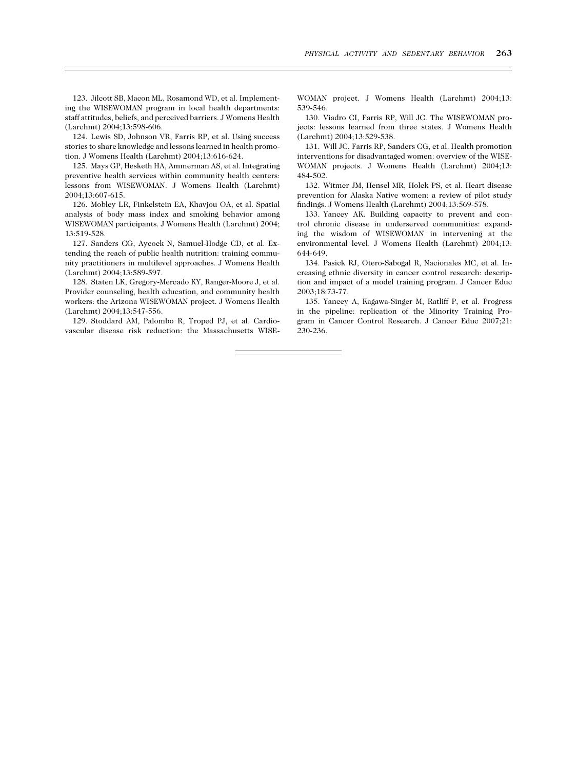123. Jilcott SB, Macon ML, Rosamond WD, et al. Implementing the WISEWOMAN program in local health departments: staff attitudes, beliefs, and perceived barriers. J Womens Health (Larchmt) 2004;13:598-606.

124. Lewis SD, Johnson VR, Farris RP, et al. Using success stories to share knowledge and lessons learned in health promotion. J Womens Health (Larchmt) 2004;13:616-624.

125. Mays GP, Hesketh HA, Ammerman AS, et al. Integrating preventive health services within community health centers: lessons from WISEWOMAN. J Womens Health (Larchmt) 2004;13:607-615.

126. Mobley LR, Finkelstein EA, Khavjou OA, et al. Spatial analysis of body mass index and smoking behavior among WISEWOMAN participants. J Womens Health (Larchmt) 2004; 13:519-528.

127. Sanders CG, Aycock N, Samuel-Hodge CD, et al. Extending the reach of public health nutrition: training community practitioners in multilevel approaches. J Womens Health (Larchmt) 2004;13:589-597.

128. Staten LK, Gregory-Mercado KY, Ranger-Moore J, et al. Provider counseling, health education, and community health workers: the Arizona WISEWOMAN project. J Womens Health (Larchmt) 2004;13:547-556.

129. Stoddard AM, Palombo R, Troped PJ, et al. Cardiovascular disease risk reduction: the Massachusetts WISEWOMAN project. J Womens Health (Larchmt) 2004;13: 539-546.

130. Viadro CI, Farris RP, Will JC. The WISEWOMAN projects: lessons learned from three states. J Womens Health (Larchmt) 2004;13:529-538.

131. Will JC, Farris RP, Sanders CG, et al. Health promotion interventions for disadvantaged women: overview of the WISEWOMAN projects. J Womens Health (Larchmt) 2004;13: 484-502.

132. Witmer JM, Hensel MR, Holck PS, et al. Heart disease prevention for Alaska Native women: a review of pilot study findings. J Womens Health (Larchmt) 2004;13:569-578.

133. Yancey AK. Building capacity to prevent and control chronic disease in underserved communities: expanding the wisdom of WISEWOMAN in intervening at the environmental level. J Womens Health (Larchmt) 2004;13: 644-649.

134. Pasick RJ, Otero-Sabogal R, Nacionales MC, et al. Increasing ethnic diversity in cancer control research: description and impact of a model training program. J Cancer Educ 2003;18:73-77.

135. Yancey A, Kagawa-Singer M, Ratliff P, et al. Progress in the pipeline: replication of the Minority Training Program in Cancer Control Research. J Cancer Educ 2007;21: 230-236.